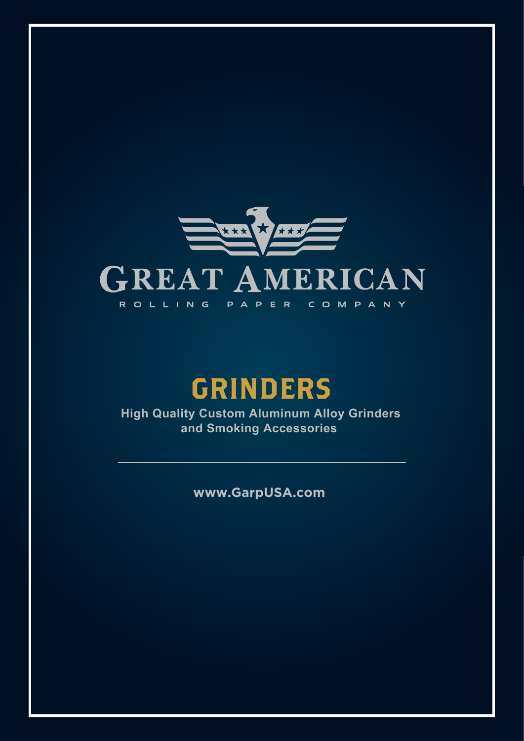# GREAT AMERICAN

ROLLING PAPER COMPANY

---

## GRINDERS

**High Quality Custom Aluminum Alloy Grinders and Smoking Accessories**

---

**www.GarpUSA.com**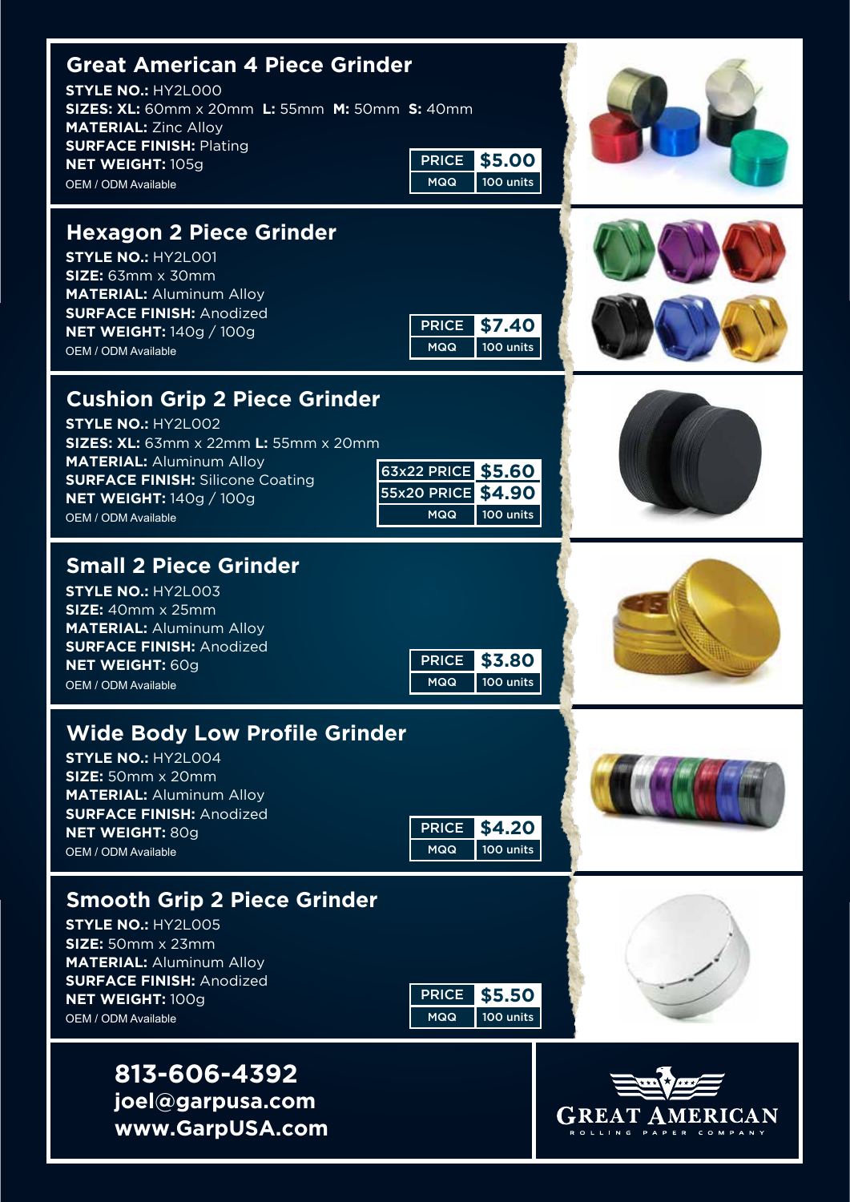## Great American 4 Piece Grinder

**STYLE NO.:** HY2L000
**SIZES: XL:** 60mm x 20mm **L:** 55mm **M:** 50mm **S:** 40mm
**MATERIAL:** Zinc Alloy
**SURFACE FINISH:** Plating
**NET WEIGHT:** 105g
OEM / ODM Available

| PRICE | $5.00 |
|---|---|
| MQQ | 100 units |

## Hexagon 2 Piece Grinder

**STYLE NO.:** HY2L001
**SIZE:** 63mm x 30mm
**MATERIAL:** Aluminum Alloy
**SURFACE FINISH:** Anodized
**NET WEIGHT:** 140g / 100g
OEM / ODM Available

| PRICE | $7.40 |
|---|---|
| MQQ | 100 units |

## Cushion Grip 2 Piece Grinder

**STYLE NO.:** HY2L002
**SIZES: XL:** 63mm x 22mm **L:** 55mm x 20mm
**MATERIAL:** Aluminum Alloy
**SURFACE FINISH:** Silicone Coating
**NET WEIGHT:** 140g / 100g
OEM / ODM Available

| 63x22 PRICE | $5.60 |
|---|---|
| 55x20 PRICE | $4.90 |
| MQQ | 100 units |

## Small 2 Piece Grinder

**STYLE NO.:** HY2L003
**SIZE:** 40mm x 25mm
**MATERIAL:** Aluminum Alloy
**SURFACE FINISH:** Anodized
**NET WEIGHT:** 60g
OEM / ODM Available

| PRICE | $3.80 |
|---|---|
| MQQ | 100 units |

## Wide Body Low Profile Grinder

**STYLE NO.:** HY2L004
**SIZE:** 50mm x 20mm
**MATERIAL:** Aluminum Alloy
**SURFACE FINISH:** Anodized
**NET WEIGHT:** 80g
OEM / ODM Available

| PRICE | $4.20 |
|---|---|
| MQQ | 100 units |

## Smooth Grip 2 Piece Grinder

**STYLE NO.:** HY2L005
**SIZE:** 50mm x 23mm
**MATERIAL:** Aluminum Alloy
**SURFACE FINISH:** Anodized
**NET WEIGHT:** 100g
OEM / ODM Available

| PRICE | $5.50 |
|---|---|
| MQQ | 100 units |

**813-606-4392**
**joel@garpusa.com**
**www.GarpUSA.com**

GREAT AMERICAN
ROLLING PAPER COMPANY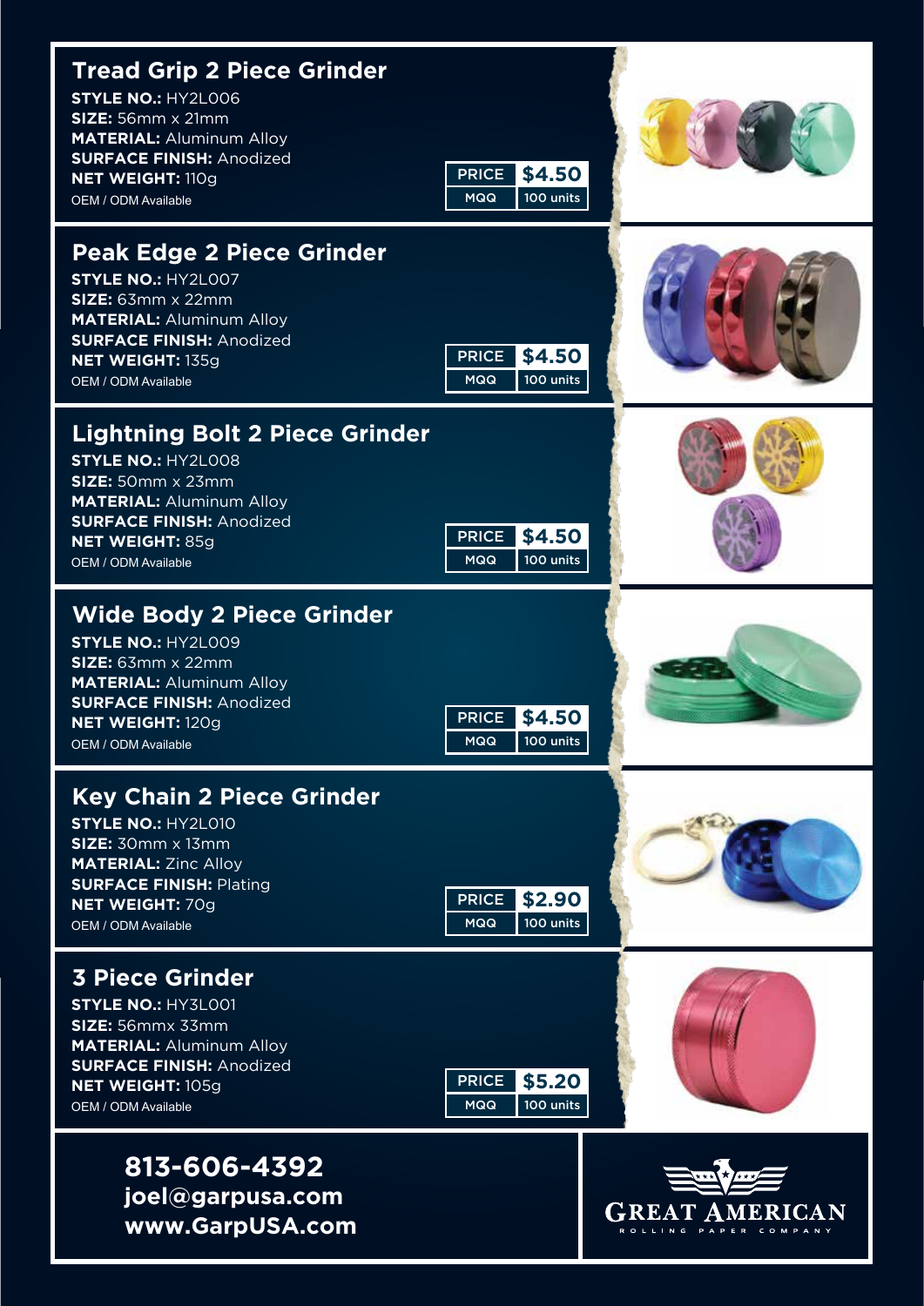## Tread Grip 2 Piece Grinder

**STYLE NO.:** HY2L006
**SIZE:** 56mm x 21mm
**MATERIAL:** Aluminum Alloy
**SURFACE FINISH:** Anodized
**NET WEIGHT:** 110g
OEM / ODM Available

| PRICE | $4.50 |
|---|---|
| MQQ | 100 units |

## Peak Edge 2 Piece Grinder

**STYLE NO.:** HY2L007
**SIZE:** 63mm x 22mm
**MATERIAL:** Aluminum Alloy
**SURFACE FINISH:** Anodized
**NET WEIGHT:** 135g
OEM / ODM Available

| PRICE | $4.50 |
|---|---|
| MQQ | 100 units |

## Lightning Bolt 2 Piece Grinder

**STYLE NO.:** HY2L008
**SIZE:** 50mm x 23mm
**MATERIAL:** Aluminum Alloy
**SURFACE FINISH:** Anodized
**NET WEIGHT:** 85g
OEM / ODM Available

| PRICE | $4.50 |
|---|---|
| MQQ | 100 units |

## Wide Body 2 Piece Grinder

**STYLE NO.:** HY2L009
**SIZE:** 63mm x 22mm
**MATERIAL:** Aluminum Alloy
**SURFACE FINISH:** Anodized
**NET WEIGHT:** 120g
OEM / ODM Available

| PRICE | $4.50 |
|---|---|
| MQQ | 100 units |

## Key Chain 2 Piece Grinder

**STYLE NO.:** HY2L010
**SIZE:** 30mm x 13mm
**MATERIAL:** Zinc Alloy
**SURFACE FINISH:** Plating
**NET WEIGHT:** 70g
OEM / ODM Available

| PRICE | $2.90 |
|---|---|
| MQQ | 100 units |

## 3 Piece Grinder

**STYLE NO.:** HY3L001
**SIZE:** 56mmx 33mm
**MATERIAL:** Aluminum Alloy
**SURFACE FINISH:** Anodized
**NET WEIGHT:** 105g
OEM / ODM Available

| PRICE | $5.20 |
|---|---|
| MQQ | 100 units |

**813-606-4392**
**joel@garpusa.com**
**www.GarpUSA.com**

GREAT AMERICAN
ROLLING PAPER COMPANY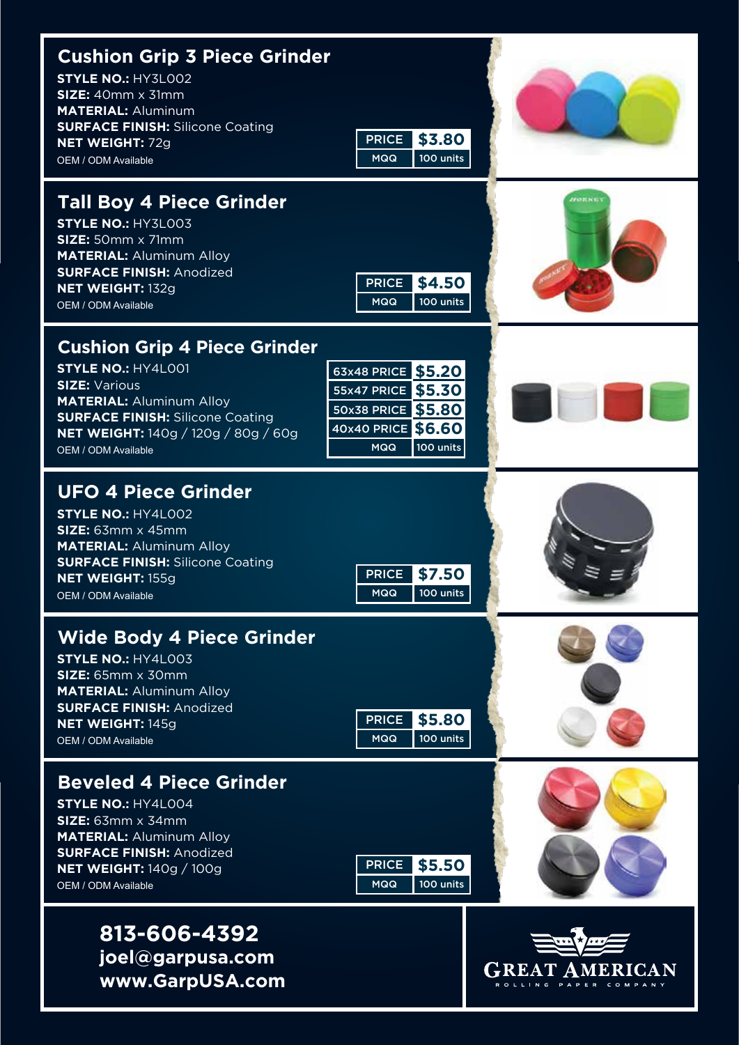## Cushion Grip 3 Piece Grinder

**STYLE NO.:** HY3L002
**SIZE:** 40mm x 31mm
**MATERIAL:** Aluminum
**SURFACE FINISH:** Silicone Coating
**NET WEIGHT:** 72g
OEM / ODM Available

| PRICE | $3.80 |
| --- | --- |
| MQQ | 100 units |

## Tall Boy 4 Piece Grinder

**STYLE NO.:** HY3L003
**SIZE:** 50mm x 71mm
**MATERIAL:** Aluminum Alloy
**SURFACE FINISH:** Anodized
**NET WEIGHT:** 132g
OEM / ODM Available

| PRICE | $4.50 |
| --- | --- |
| MQQ | 100 units |

## Cushion Grip 4 Piece Grinder

**STYLE NO.:** HY4L001
**SIZE:** Various
**MATERIAL:** Aluminum Alloy
**SURFACE FINISH:** Silicone Coating
**NET WEIGHT:** 140g / 120g / 80g / 60g
OEM / ODM Available

| 63x48 PRICE | $5.20 |
| --- | --- |
| 55x47 PRICE | $5.30 |
| 50x38 PRICE | $5.80 |
| 40x40 PRICE | $6.60 |
| MQQ | 100 units |

## UFO 4 Piece Grinder

**STYLE NO.:** HY4L002
**SIZE:** 63mm x 45mm
**MATERIAL:** Aluminum Alloy
**SURFACE FINISH:** Silicone Coating
**NET WEIGHT:** 155g
OEM / ODM Available

| PRICE | $7.50 |
| --- | --- |
| MQQ | 100 units |

## Wide Body 4 Piece Grinder

**STYLE NO.:** HY4L003
**SIZE:** 65mm x 30mm
**MATERIAL:** Aluminum Alloy
**SURFACE FINISH:** Anodized
**NET WEIGHT:** 145g
OEM / ODM Available

| PRICE | $5.80 |
| --- | --- |
| MQQ | 100 units |

## Beveled 4 Piece Grinder

**STYLE NO.:** HY4L004
**SIZE:** 63mm x 34mm
**MATERIAL:** Aluminum Alloy
**SURFACE FINISH:** Anodized
**NET WEIGHT:** 140g / 100g
OEM / ODM Available

| PRICE | $5.50 |
| --- | --- |
| MQQ | 100 units |

**813-606-4392**
**joel@garpusa.com**
**www.GarpUSA.com**

GREAT AMERICAN
ROLLING PAPER COMPANY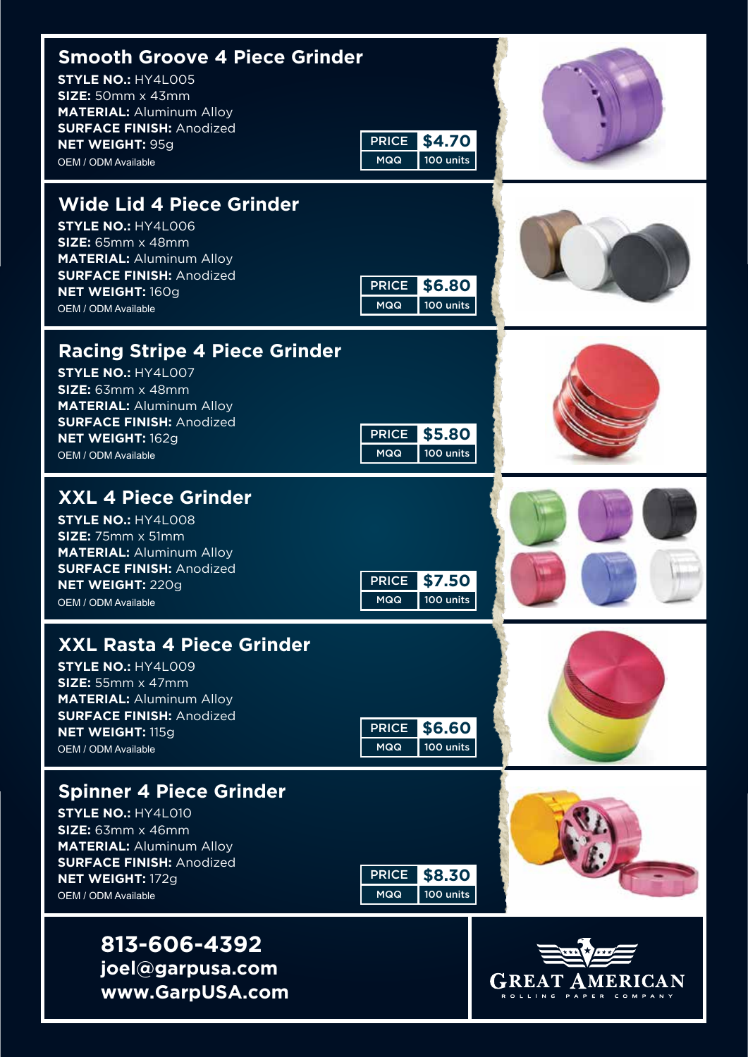## Smooth Groove 4 Piece Grinder

**STYLE NO.:** HY4L005
**SIZE:** 50mm x 43mm
**MATERIAL:** Aluminum Alloy
**SURFACE FINISH:** Anodized
**NET WEIGHT:** 95g
OEM / ODM Available

| PRICE | $4.70 |
|---|---|
| MQQ | 100 units |

## Wide Lid 4 Piece Grinder

**STYLE NO.:** HY4L006
**SIZE:** 65mm x 48mm
**MATERIAL:** Aluminum Alloy
**SURFACE FINISH:** Anodized
**NET WEIGHT:** 160g
OEM / ODM Available

| PRICE | $6.80 |
|---|---|
| MQQ | 100 units |

## Racing Stripe 4 Piece Grinder

**STYLE NO.:** HY4L007
**SIZE:** 63mm x 48mm
**MATERIAL:** Aluminum Alloy
**SURFACE FINISH:** Anodized
**NET WEIGHT:** 162g
OEM / ODM Available

| PRICE | $5.80 |
|---|---|
| MQQ | 100 units |

## XXL 4 Piece Grinder

**STYLE NO.:** HY4L008
**SIZE:** 75mm x 51mm
**MATERIAL:** Aluminum Alloy
**SURFACE FINISH:** Anodized
**NET WEIGHT:** 220g
OEM / ODM Available

| PRICE | $7.50 |
|---|---|
| MQQ | 100 units |

## XXL Rasta 4 Piece Grinder

**STYLE NO.:** HY4L009
**SIZE:** 55mm x 47mm
**MATERIAL:** Aluminum Alloy
**SURFACE FINISH:** Anodized
**NET WEIGHT:** 115g
OEM / ODM Available

| PRICE | $6.60 |
|---|---|
| MQQ | 100 units |

## Spinner 4 Piece Grinder

**STYLE NO.:** HY4L010
**SIZE:** 63mm x 46mm
**MATERIAL:** Aluminum Alloy
**SURFACE FINISH:** Anodized
**NET WEIGHT:** 172g
OEM / ODM Available

| PRICE | $8.30 |
|---|---|
| MQQ | 100 units |

**813-606-4392**
**joel@garpusa.com**
**www.GarpUSA.com**

GREAT AMERICAN
ROLLING PAPER COMPANY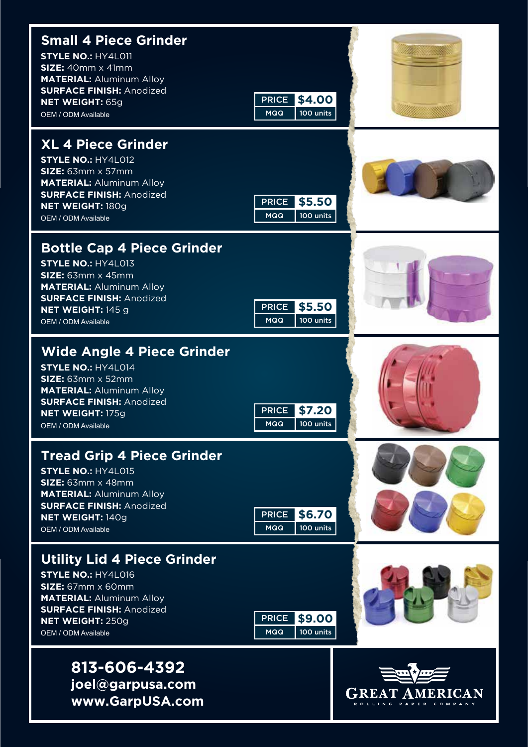## Small 4 Piece Grinder

**STYLE NO.:** HY4L011
**SIZE:** 40mm x 41mm
**MATERIAL:** Aluminum Alloy
**SURFACE FINISH:** Anodized
**NET WEIGHT:** 65g
OEM / ODM Available

| PRICE | $4.00 |
| --- | --- |
| MQQ | 100 units |

## XL 4 Piece Grinder

**STYLE NO.:** HY4L012
**SIZE:** 63mm x 57mm
**MATERIAL:** Aluminum Alloy
**SURFACE FINISH:** Anodized
**NET WEIGHT:** 180g
OEM / ODM Available

| PRICE | $5.50 |
| --- | --- |
| MQQ | 100 units |

## Bottle Cap 4 Piece Grinder

**STYLE NO.:** HY4L013
**SIZE:** 63mm x 45mm
**MATERIAL:** Aluminum Alloy
**SURFACE FINISH:** Anodized
**NET WEIGHT:** 145 g
OEM / ODM Available

| PRICE | $5.50 |
| --- | --- |
| MQQ | 100 units |

## Wide Angle 4 Piece Grinder

**STYLE NO.:** HY4L014
**SIZE:** 63mm x 52mm
**MATERIAL:** Aluminum Alloy
**SURFACE FINISH:** Anodized
**NET WEIGHT:** 175g
OEM / ODM Available

| PRICE | $7.20 |
| --- | --- |
| MQQ | 100 units |

## Tread Grip 4 Piece Grinder

**STYLE NO.:** HY4L015
**SIZE:** 63mm x 48mm
**MATERIAL:** Aluminum Alloy
**SURFACE FINISH:** Anodized
**NET WEIGHT:** 140g
OEM / ODM Available

| PRICE | $6.70 |
| --- | --- |
| MQQ | 100 units |

## Utility Lid 4 Piece Grinder

**STYLE NO.:** HY4L016
**SIZE:** 67mm x 60mm
**MATERIAL:** Aluminum Alloy
**SURFACE FINISH:** Anodized
**NET WEIGHT:** 250g
OEM / ODM Available

| PRICE | $9.00 |
| --- | --- |
| MQQ | 100 units |

**813-606-4392**
**joel@garpusa.com**
**www.GarpUSA.com**

GREAT AMERICAN
ROLLING PAPER COMPANY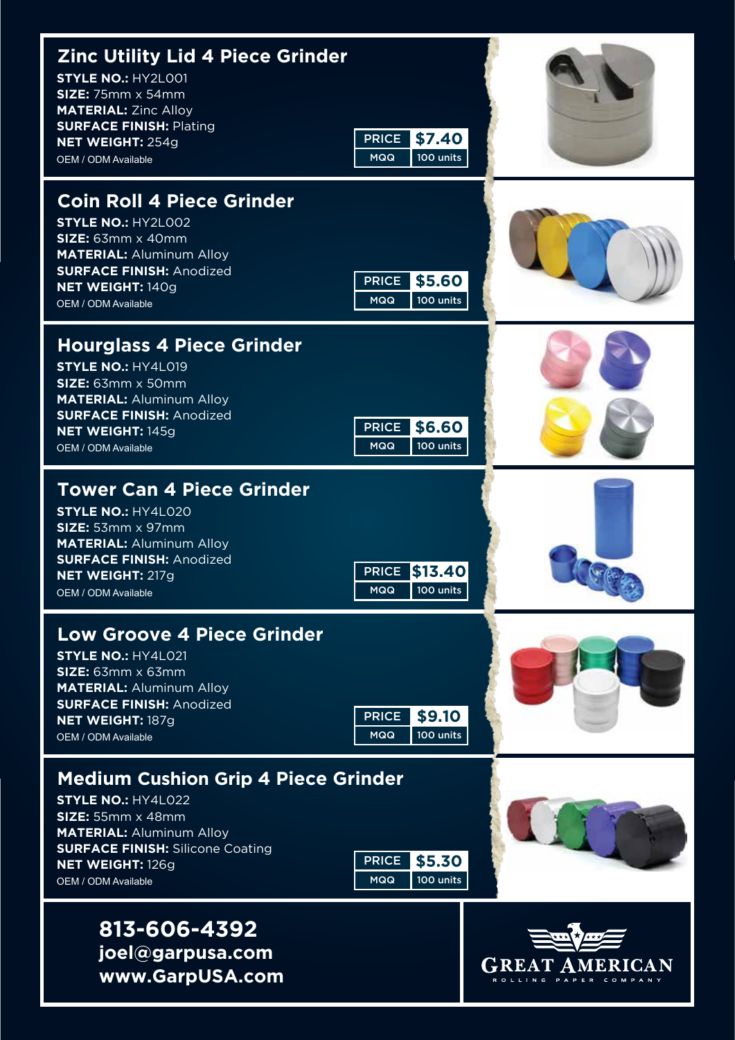## Zinc Utility Lid 4 Piece Grinder

**STYLE NO.:** HY2L001
**SIZE:** 75mm x 54mm
**MATERIAL:** Zinc Alloy
**SURFACE FINISH:** Plating
**NET WEIGHT:** 254g
OEM / ODM Available

| PRICE | $7.40 |
|---|---|
| MQQ | 100 units |

## Coin Roll 4 Piece Grinder

**STYLE NO.:** HY2L002
**SIZE:** 63mm x 40mm
**MATERIAL:** Aluminum Alloy
**SURFACE FINISH:** Anodized
**NET WEIGHT:** 140g
OEM / ODM Available

| PRICE | $5.60 |
|---|---|
| MQQ | 100 units |

## Hourglass 4 Piece Grinder

**STYLE NO.:** HY4L019
**SIZE:** 63mm x 50mm
**MATERIAL:** Aluminum Alloy
**SURFACE FINISH:** Anodized
**NET WEIGHT:** 145g
OEM / ODM Available

| PRICE | $6.60 |
|---|---|
| MQQ | 100 units |

## Tower Can 4 Piece Grinder

**STYLE NO.:** HY4L020
**SIZE:** 53mm x 97mm
**MATERIAL:** Aluminum Alloy
**SURFACE FINISH:** Anodized
**NET WEIGHT:** 217g
OEM / ODM Available

| PRICE | $13.40 |
|---|---|
| MQQ | 100 units |

## Low Groove 4 Piece Grinder

**STYLE NO.:** HY4L021
**SIZE:** 63mm x 63mm
**MATERIAL:** Aluminum Alloy
**SURFACE FINISH:** Anodized
**NET WEIGHT:** 187g
OEM / ODM Available

| PRICE | $9.10 |
|---|---|
| MQQ | 100 units |

## Medium Cushion Grip 4 Piece Grinder

**STYLE NO.:** HY4L022
**SIZE:** 55mm x 48mm
**MATERIAL:** Aluminum Alloy
**SURFACE FINISH:** Silicone Coating
**NET WEIGHT:** 126g
OEM / ODM Available

| PRICE | $5.30 |
|---|---|
| MQQ | 100 units |

**813-606-4392**
**joel@garpusa.com**
**www.GarpUSA.com**

GREAT AMERICAN
ROLLING PAPER COMPANY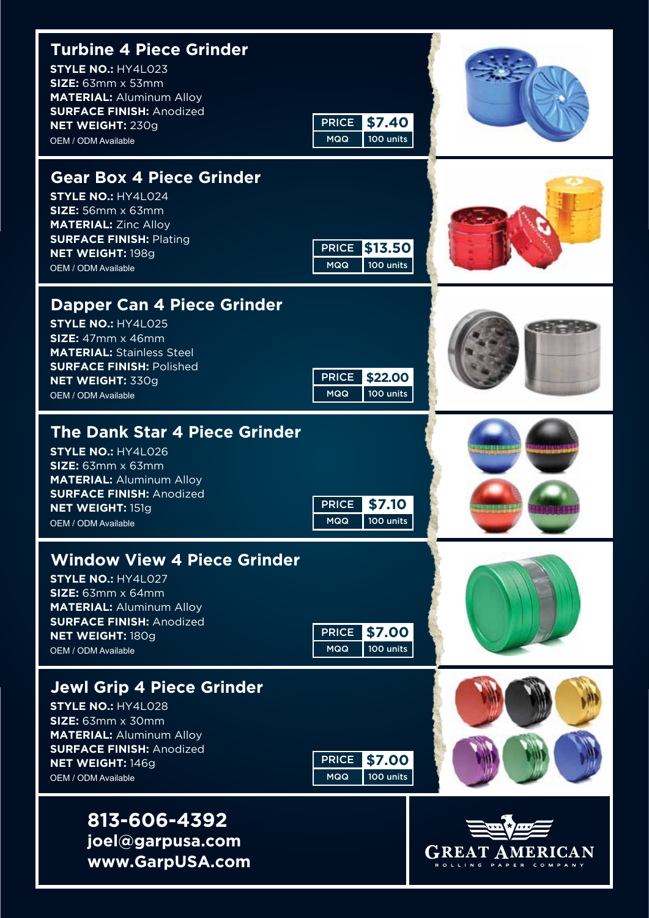## Turbine 4 Piece Grinder

**STYLE NO.:** HY4L023
**SIZE:** 63mm x 53mm
**MATERIAL:** Aluminum Alloy
**SURFACE FINISH:** Anodized
**NET WEIGHT:** 230g
OEM / ODM Available

| PRICE | $7.40 |
| --- | --- |
| MQQ | 100 units |

## Gear Box 4 Piece Grinder

**STYLE NO.:** HY4L024
**SIZE:** 56mm x 63mm
**MATERIAL:** Zinc Alloy
**SURFACE FINISH:** Plating
**NET WEIGHT:** 198g
OEM / ODM Available

| PRICE | $13.50 |
| --- | --- |
| MQQ | 100 units |

## Dapper Can 4 Piece Grinder

**STYLE NO.:** HY4L025
**SIZE:** 47mm x 46mm
**MATERIAL:** Stainless Steel
**SURFACE FINISH:** Polished
**NET WEIGHT:** 330g
OEM / ODM Available

| PRICE | $22.00 |
| --- | --- |
| MQQ | 100 units |

## The Dank Star 4 Piece Grinder

**STYLE NO.:** HY4L026
**SIZE:** 63mm x 63mm
**MATERIAL:** Aluminum Alloy
**SURFACE FINISH:** Anodized
**NET WEIGHT:** 151g
OEM / ODM Available

| PRICE | $7.10 |
| --- | --- |
| MQQ | 100 units |

## Window View 4 Piece Grinder

**STYLE NO.:** HY4L027
**SIZE:** 63mm x 64mm
**MATERIAL:** Aluminum Alloy
**SURFACE FINISH:** Anodized
**NET WEIGHT:** 180g
OEM / ODM Available

| PRICE | $7.00 |
| --- | --- |
| MQQ | 100 units |

## Jewl Grip 4 Piece Grinder

**STYLE NO.:** HY4L028
**SIZE:** 63mm x 30mm
**MATERIAL:** Aluminum Alloy
**SURFACE FINISH:** Anodized
**NET WEIGHT:** 146g
OEM / ODM Available

| PRICE | $7.00 |
| --- | --- |
| MQQ | 100 units |

**813-606-4392**
**joel@garpusa.com**
**www.GarpUSA.com**

GREAT AMERICAN
ROLLING PAPER COMPANY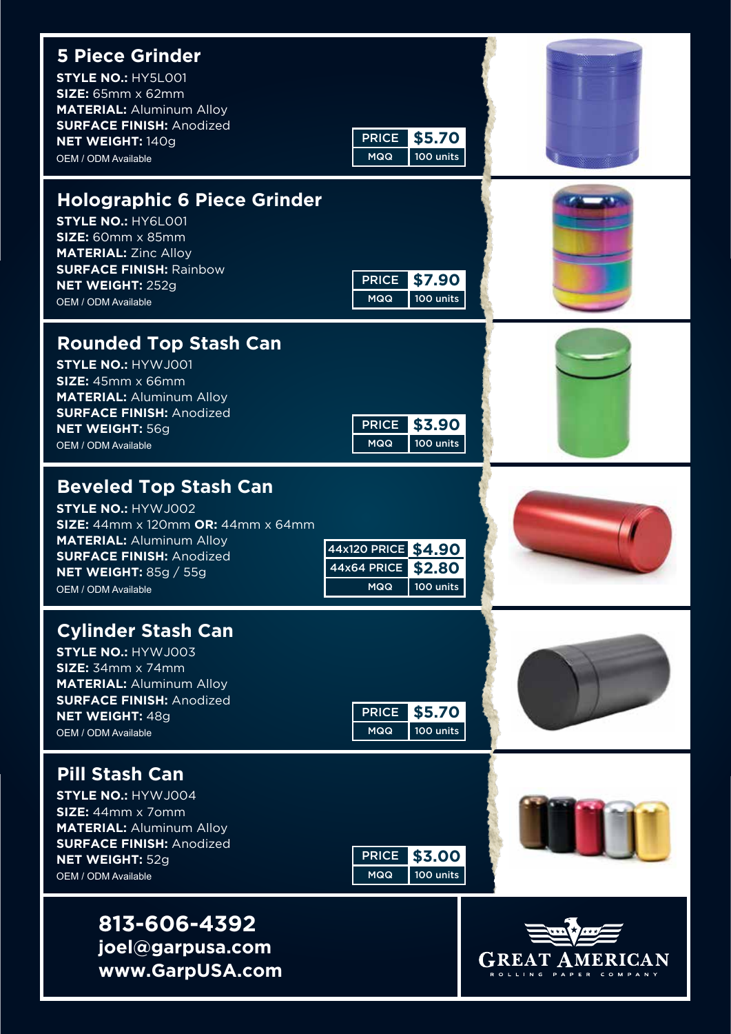## 5 Piece Grinder

**STYLE NO.:** HY5L001
**SIZE:** 65mm x 62mm
**MATERIAL:** Aluminum Alloy
**SURFACE FINISH:** Anodized
**NET WEIGHT:** 140g
OEM / ODM Available

| PRICE | $5.70 |
| --- | --- |
| MQQ | 100 units |

## Holographic 6 Piece Grinder

**STYLE NO.:** HY6L001
**SIZE:** 60mm x 85mm
**MATERIAL:** Zinc Alloy
**SURFACE FINISH:** Rainbow
**NET WEIGHT:** 252g
OEM / ODM Available

| PRICE | $7.90 |
| --- | --- |
| MQQ | 100 units |

## Rounded Top Stash Can

**STYLE NO.:** HYWJ001
**SIZE:** 45mm x 66mm
**MATERIAL:** Aluminum Alloy
**SURFACE FINISH:** Anodized
**NET WEIGHT:** 56g
OEM / ODM Available

| PRICE | $3.90 |
| --- | --- |
| MQQ | 100 units |

## Beveled Top Stash Can

**STYLE NO.:** HYWJ002
**SIZE:** 44mm x 120mm **OR:** 44mm x 64mm
**MATERIAL:** Aluminum Alloy
**SURFACE FINISH:** Anodized
**NET WEIGHT:** 85g / 55g
OEM / ODM Available

| 44x120 PRICE | $4.90 |
| --- | --- |
| 44x64 PRICE | $2.80 |
| MQQ | 100 units |

## Cylinder Stash Can

**STYLE NO.:** HYWJ003
**SIZE:** 34mm x 74mm
**MATERIAL:** Aluminum Alloy
**SURFACE FINISH:** Anodized
**NET WEIGHT:** 48g
OEM / ODM Available

| PRICE | $5.70 |
| --- | --- |
| MQQ | 100 units |

## Pill Stash Can

**STYLE NO.:** HYWJ004
**SIZE:** 44mm x 7omm
**MATERIAL:** Aluminum Alloy
**SURFACE FINISH:** Anodized
**NET WEIGHT:** 52g
OEM / ODM Available

| PRICE | $3.00 |
| --- | --- |
| MQQ | 100 units |

**813-606-4392**
**joel@garpusa.com**
**www.GarpUSA.com**

GREAT AMERICAN
ROLLING PAPER COMPANY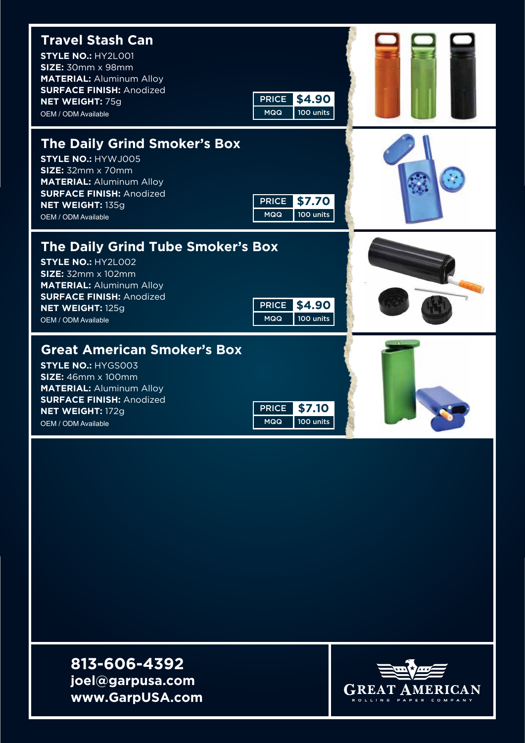## Travel Stash Can

**STYLE NO.:** HY2L001
**SIZE:** 30mm x 98mm
**MATERIAL:** Aluminum Alloy
**SURFACE FINISH:** Anodized
**NET WEIGHT:** 75g
OEM / ODM Available

| | |
|---|---|
| PRICE | $4.90 |
| MQQ | 100 units |

## The Daily Grind Smoker's Box

**STYLE NO.:** HYWJ005
**SIZE:** 32mm x 70mm
**MATERIAL:** Aluminum Alloy
**SURFACE FINISH:** Anodized
**NET WEIGHT:** 135g
OEM / ODM Available

| | |
|---|---|
| PRICE | $7.70 |
| MQQ | 100 units |

## The Daily Grind Tube Smoker's Box

**STYLE NO.:** HY2L002
**SIZE:** 32mm x 102mm
**MATERIAL:** Aluminum Alloy
**SURFACE FINISH:** Anodized
**NET WEIGHT:** 125g
OEM / ODM Available

| | |
|---|---|
| PRICE | $4.90 |
| MQQ | 100 units |

## Great American Smoker's Box

**STYLE NO.:** HYGS003
**SIZE:** 46mm x 100mm
**MATERIAL:** Aluminum Alloy
**SURFACE FINISH:** Anodized
**NET WEIGHT:** 172g
OEM / ODM Available

| | |
|---|---|
| PRICE | $7.10 |
| MQQ | 100 units |

**813-606-4392**
**joel@garpusa.com**
**www.GarpUSA.com**

GREAT AMERICAN
ROLLING PAPER COMPANY